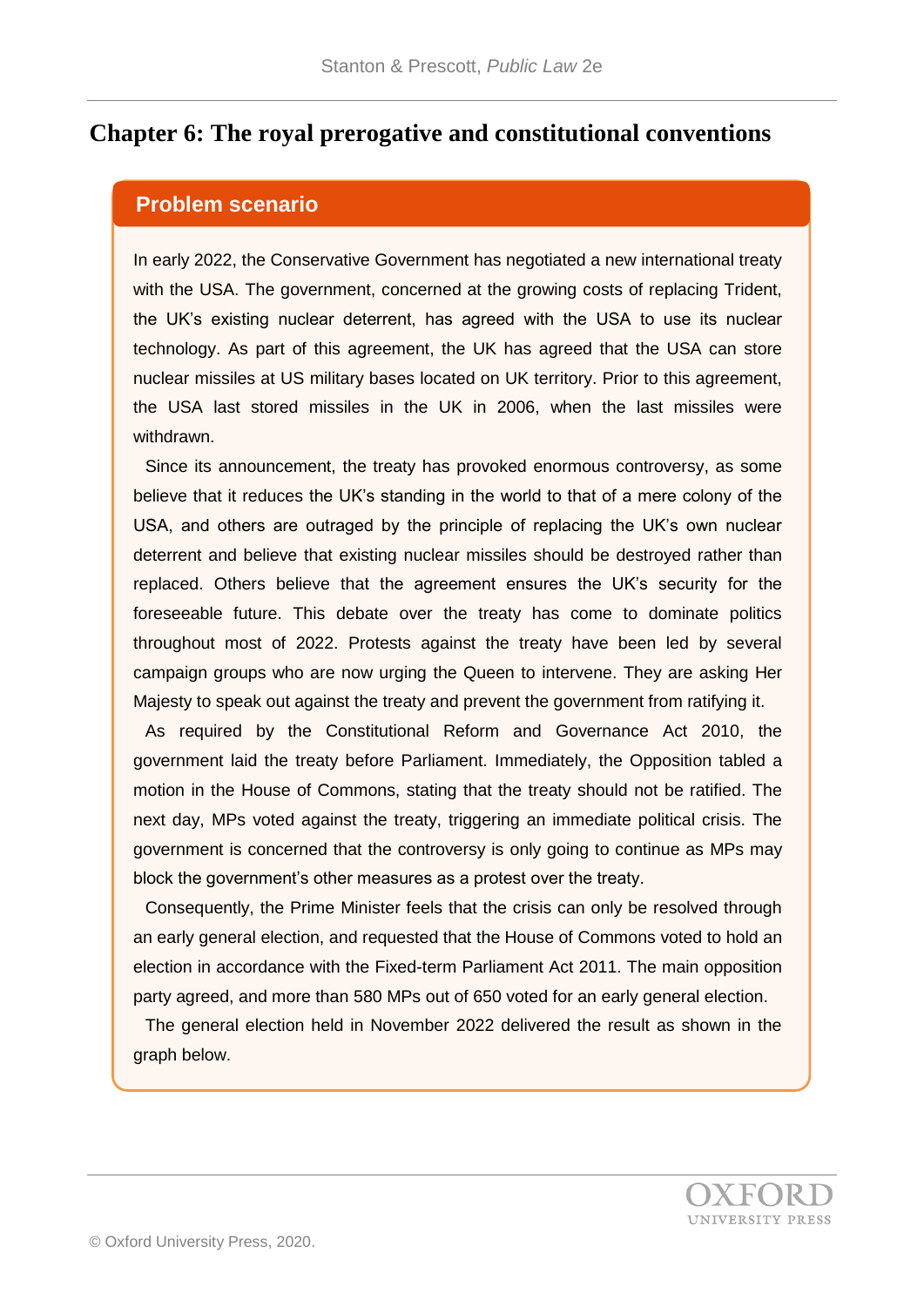# Chapter 6: The royal prerogative and constitutional conventions

## Problem scenario

In early 2022, the Conservative Government has negotiated a new international treaty with the USA. The government, concerned at the growing costs of replacing Trident, the UK's existing nuclear deterrent, has agreed with the USA to use its nuclear technology. As part of this agreement, the UK has agreed that the USA can store nuclear missiles at US military bases located on UK territory. Prior to this agreement, the USA last stored missiles in the UK in 2006, when the last missiles were withdrawn.

Since its announcement, the treaty has provoked enormous controversy, as some believe that it reduces the UK's standing in the world to that of a mere colony of the USA, and others are outraged by the principle of replacing the UK's own nuclear deterrent and believe that existing nuclear missiles should be destroyed rather than replaced. Others believe that the agreement ensures the UK's security for the foreseeable future. This debate over the treaty has come to dominate politics throughout most of 2022. Protests against the treaty have been led by several campaign groups who are now urging the Queen to intervene. They are asking Her Majesty to speak out against the treaty and prevent the government from ratifying it.

As required by the Constitutional Reform and Governance Act 2010, the government laid the treaty before Parliament. Immediately, the Opposition tabled a motion in the House of Commons, stating that the treaty should not be ratified. The next day, MPs voted against the treaty, triggering an immediate political crisis. The government is concerned that the controversy is only going to continue as MPs may block the government's other measures as a protest over the treaty.

Consequently, the Prime Minister feels that the crisis can only be resolved through an early general election, and requested that the House of Commons voted to hold an election in accordance with the Fixed-term Parliament Act 2011. The main opposition party agreed, and more than 580 MPs out of 650 voted for an early general election.

The general election held in November 2022 delivered the result as shown in the graph below.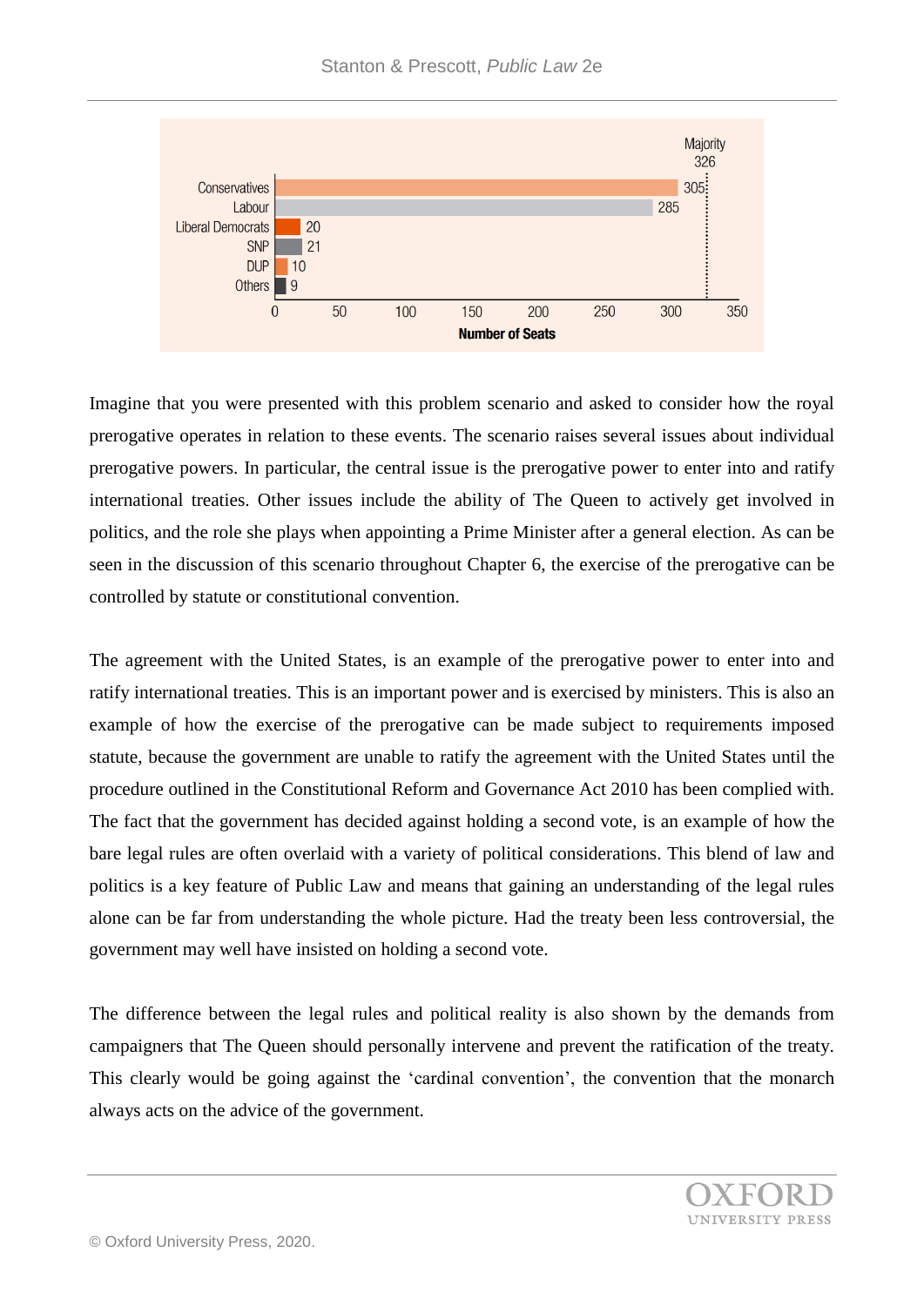| Party | Number of Seats |
| --- | --- |
| Conservatives | 305 |
| Labour | 285 |
| Liberal Democrats | 20 |
| SNP | 21 |
| DUP | 10 |
| Others | 9 |

Majority 326

Imagine that you were presented with this problem scenario and asked to consider how the royal prerogative operates in relation to these events. The scenario raises several issues about individual prerogative powers. In particular, the central issue is the prerogative power to enter into and ratify international treaties. Other issues include the ability of The Queen to actively get involved in politics, and the role she plays when appointing a Prime Minister after a general election. As can be seen in the discussion of this scenario throughout Chapter 6, the exercise of the prerogative can be controlled by statute or constitutional convention.

The agreement with the United States, is an example of the prerogative power to enter into and ratify international treaties. This is an important power and is exercised by ministers. This is also an example of how the exercise of the prerogative can be made subject to requirements imposed statute, because the government are unable to ratify the agreement with the United States until the procedure outlined in the Constitutional Reform and Governance Act 2010 has been complied with. The fact that the government has decided against holding a second vote, is an example of how the bare legal rules are often overlaid with a variety of political considerations. This blend of law and politics is a key feature of Public Law and means that gaining an understanding of the legal rules alone can be far from understanding the whole picture. Had the treaty been less controversial, the government may well have insisted on holding a second vote.

The difference between the legal rules and political reality is also shown by the demands from campaigners that The Queen should personally intervene and prevent the ratification of the treaty. This clearly would be going against the 'cardinal convention', the convention that the monarch always acts on the advice of the government.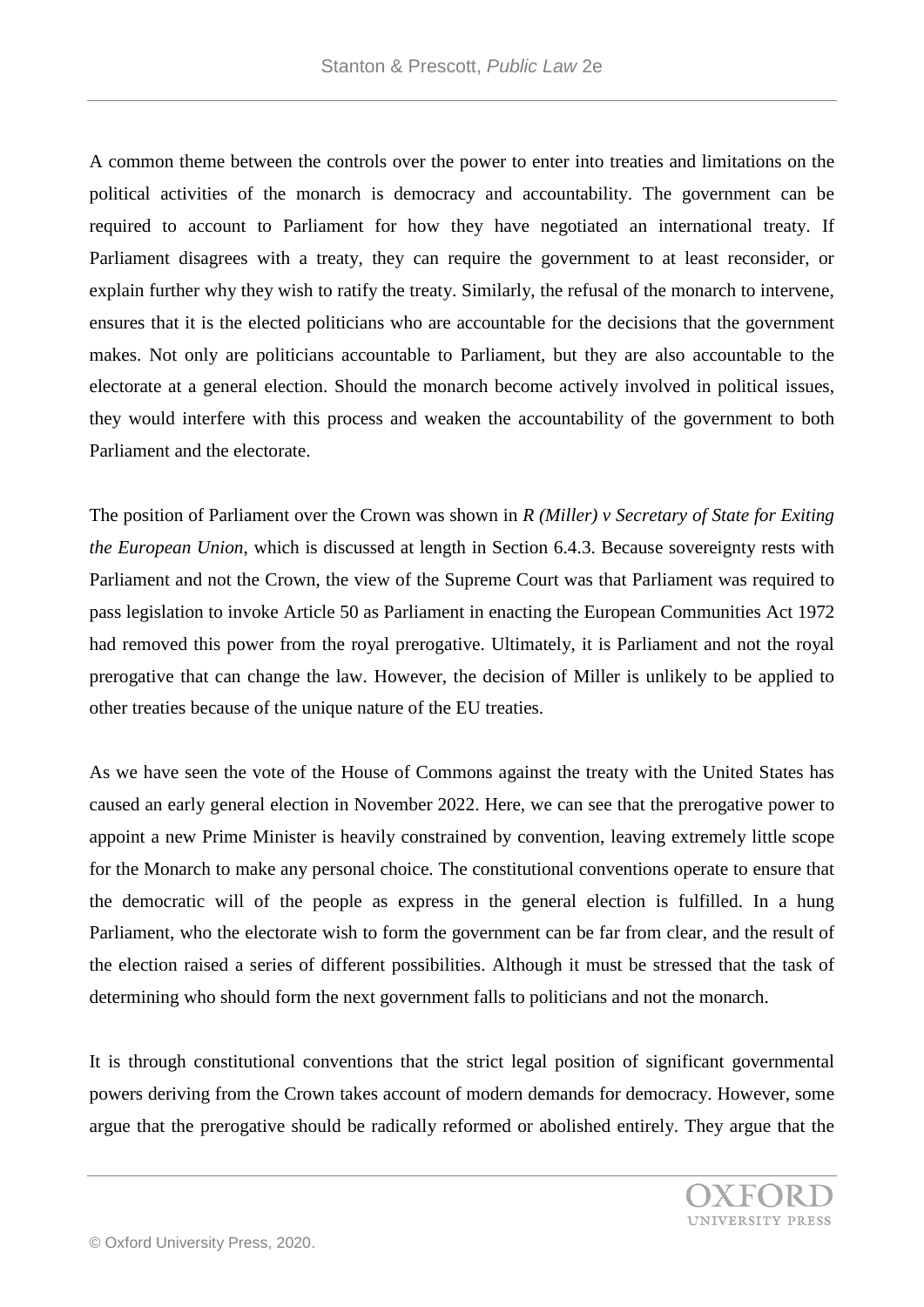A common theme between the controls over the power to enter into treaties and limitations on the political activities of the monarch is democracy and accountability. The government can be required to account to Parliament for how they have negotiated an international treaty. If Parliament disagrees with a treaty, they can require the government to at least reconsider, or explain further why they wish to ratify the treaty. Similarly, the refusal of the monarch to intervene, ensures that it is the elected politicians who are accountable for the decisions that the government makes. Not only are politicians accountable to Parliament, but they are also accountable to the electorate at a general election. Should the monarch become actively involved in political issues, they would interfere with this process and weaken the accountability of the government to both Parliament and the electorate.

The position of Parliament over the Crown was shown in *R (Miller) v Secretary of State for Exiting the European Union*, which is discussed at length in Section 6.4.3. Because sovereignty rests with Parliament and not the Crown, the view of the Supreme Court was that Parliament was required to pass legislation to invoke Article 50 as Parliament in enacting the European Communities Act 1972 had removed this power from the royal prerogative. Ultimately, it is Parliament and not the royal prerogative that can change the law. However, the decision of Miller is unlikely to be applied to other treaties because of the unique nature of the EU treaties.

As we have seen the vote of the House of Commons against the treaty with the United States has caused an early general election in November 2022. Here, we can see that the prerogative power to appoint a new Prime Minister is heavily constrained by convention, leaving extremely little scope for the Monarch to make any personal choice. The constitutional conventions operate to ensure that the democratic will of the people as express in the general election is fulfilled. In a hung Parliament, who the electorate wish to form the government can be far from clear, and the result of the election raised a series of different possibilities. Although it must be stressed that the task of determining who should form the next government falls to politicians and not the monarch.

It is through constitutional conventions that the strict legal position of significant governmental powers deriving from the Crown takes account of modern demands for democracy. However, some argue that the prerogative should be radically reformed or abolished entirely. They argue that the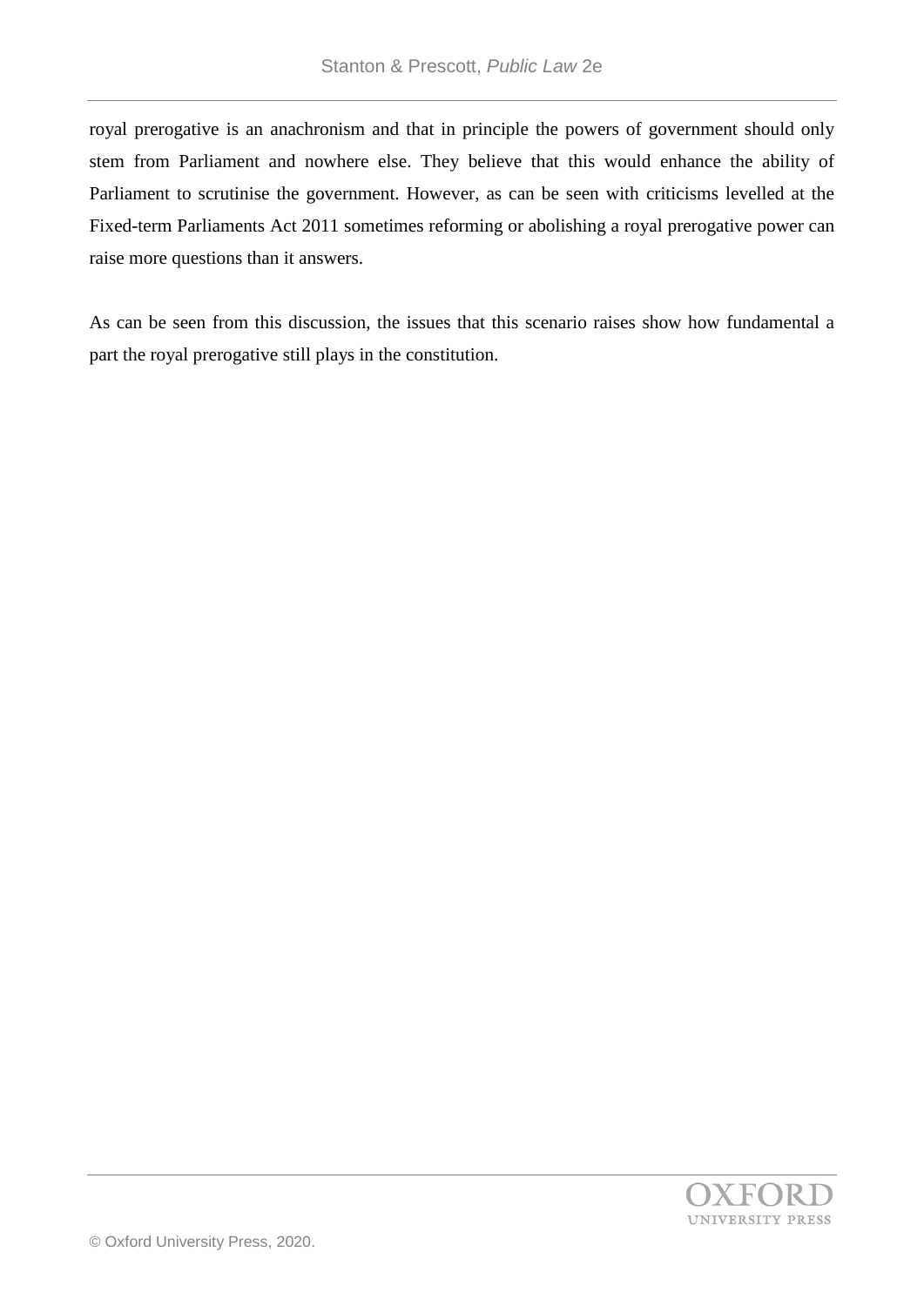royal prerogative is an anachronism and that in principle the powers of government should only stem from Parliament and nowhere else. They believe that this would enhance the ability of Parliament to scrutinise the government. However, as can be seen with criticisms levelled at the Fixed-term Parliaments Act 2011 sometimes reforming or abolishing a royal prerogative power can raise more questions than it answers.

As can be seen from this discussion, the issues that this scenario raises show how fundamental a part the royal prerogative still plays in the constitution.